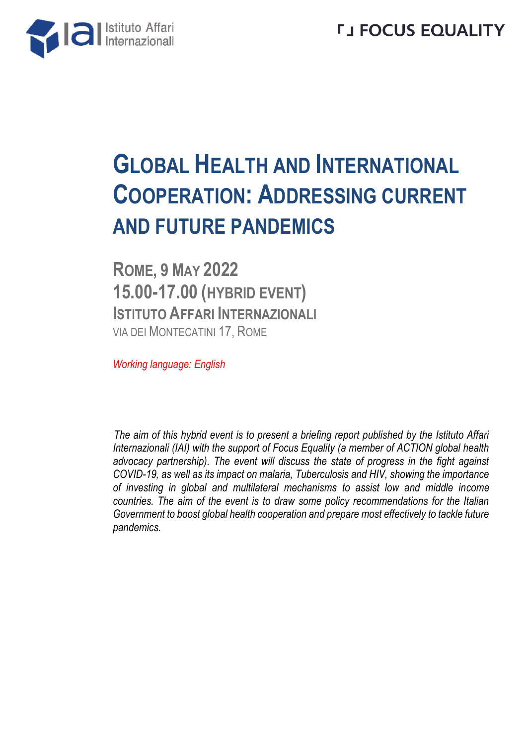Istituto Affari Internazionali

FOCUS EQUALITY

# Global Health and International Cooperation: Addressing current and future pandemics

## Rome, 9 May 2022
## 15.00-17.00 (Hybrid Event)
### Istituto Affari Internazionali
Via dei Montecatini 17, Rome

*Working language: English*

*The aim of this hybrid event is to present a briefing report published by the Istituto Affari Internazionali (IAI) with the support of Focus Equality (a member of ACTION global health advocacy partnership). The event will discuss the state of progress in the fight against COVID-19, as well as its impact on malaria, Tuberculosis and HIV, showing the importance of investing in global and multilateral mechanisms to assist low and middle income countries. The aim of the event is to draw some policy recommendations for the Italian Government to boost global health cooperation and prepare most effectively to tackle future pandemics.*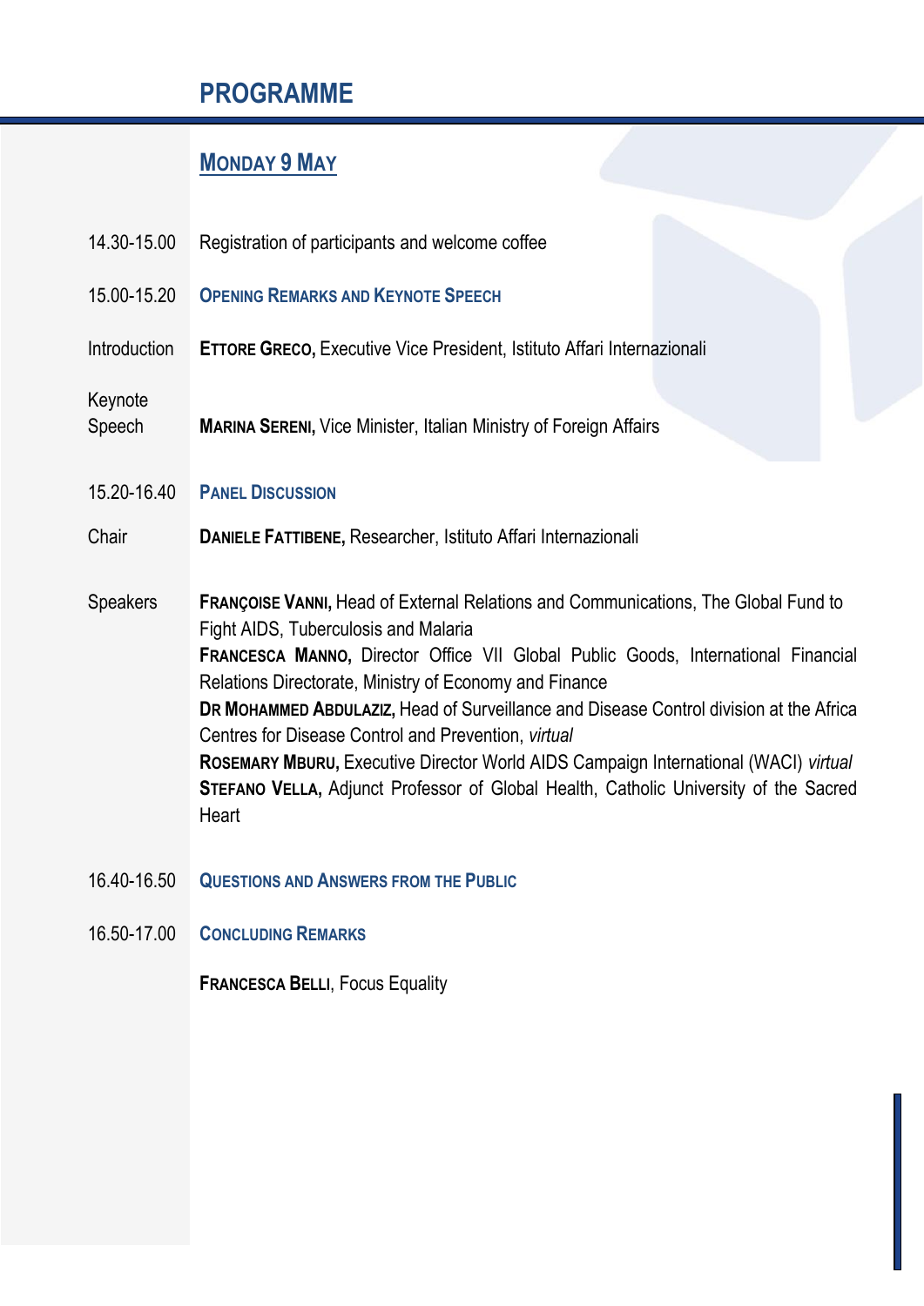# PROGRAMME

## MONDAY 9 MAY

| | |
|---|---|
| 14.30-15.00 | Registration of participants and welcome coffee |
| 15.00-15.20 | **OPENING REMARKS AND KEYNOTE SPEECH** |
| Introduction | **ETTORE GRECO,** Executive Vice President, Istituto Affari Internazionali |
| Keynote Speech | **MARINA SERENI,** Vice Minister, Italian Ministry of Foreign Affairs |
| 15.20-16.40 | **PANEL DISCUSSION** |
| Chair | **DANIELE FATTIBENE,** Researcher, Istituto Affari Internazionali |
| Speakers | **FRANÇOISE VANNI,** Head of External Relations and Communications, The Global Fund to Fight AIDS, Tuberculosis and Malaria<br>**FRANCESCA MANNO,** Director Office VII Global Public Goods, International Financial Relations Directorate, Ministry of Economy and Finance<br>**DR MOHAMMED ABDULAZIZ,** Head of Surveillance and Disease Control division at the Africa Centres for Disease Control and Prevention, *virtual*<br>**ROSEMARY MBURU,** Executive Director World AIDS Campaign International (WACI) *virtual*<br>**STEFANO VELLA,** Adjunct Professor of Global Health, Catholic University of the Sacred Heart |
| 16.40-16.50 | **QUESTIONS AND ANSWERS FROM THE PUBLIC** |
| 16.50-17.00 | **CONCLUDING REMARKS** |
| | **FRANCESCA BELLI**, Focus Equality |